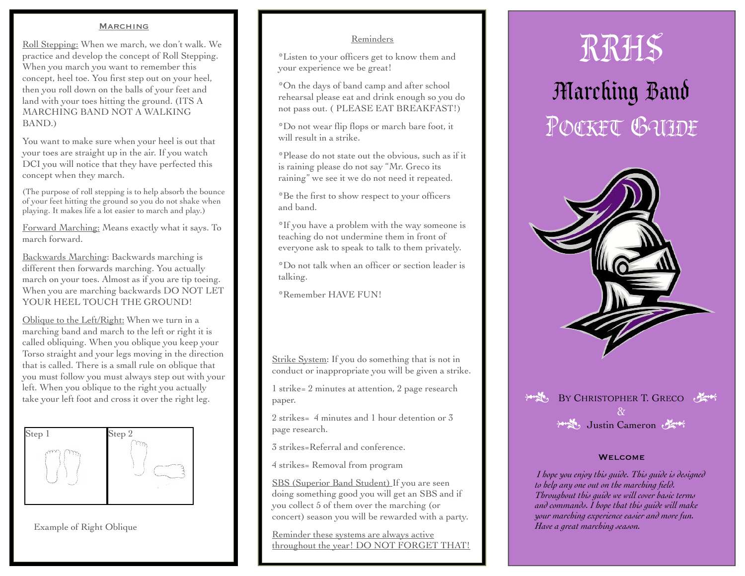## Marching

Roll Stepping: When we march, we don't walk. We practice and develop the concept of Roll Stepping. When you march you want to remember this concept, heel toe. You first step out on your heel, then you roll down on the balls of your feet and land with your toes hitting the ground. (ITS A MARCHING BAND NOT A WALKING BAND.)

You want to make sure when your heel is out that your toes are straight up in the air. If you watch DCI you will notice that they have perfected this concept when they march.

(The purpose of roll stepping is to help absorb the bounce of your feet hitting the ground so you do not shake when playing. It makes life a lot easier to march and play.)

Forward Marching: Means exactly what it says. To march forward.

Backwards Marching: Backwards marching is different then forwards marching. You actually march on your toes. Almost as if you are tip toeing. When you are marching backwards DO NOT LET YOUR HEEL TOUCH THE GROUND!

Oblique to the Left/Right: When we turn in a marching band and march to the left or right it is called obliquing. When you oblique you keep your Torso straight and your legs moving in the direction that is called. There is a small rule on oblique that you must follow you must always step out with your left. When you oblique to the right you actually take your left foot and cross it over the right leg.

| Step 1 | Step 2 |
|---|---|
| | |

Example of Right Oblique

## Reminders

*Listen to your officers get to know them and your experience we be great!

*On the days of band camp and after school rehearsal please eat and drink enough so you do not pass out. ( PLEASE EAT BREAKFAST!)

*Do not wear flip flops or march bare foot, it will result in a strike.

*Please do not state out the obvious, such as if it is raining please do not say "Mr. Greco its raining" we see it we do not need it repeated.

*Be the first to show respect to your officers and band.

*If you have a problem with the way someone is teaching do not undermine them in front of everyone ask to speak to talk to them privately.

*Do not talk when an officer or section leader is talking.

*Remember HAVE FUN!

Strike System: If you do something that is not in conduct or inappropriate you will be given a strike.

1 strike= 2 minutes at attention, 2 page research paper.

2 strikes= 4 minutes and 1 hour detention or 3 page research.

3 strikes=Referral and conference.

4 strikes= Removal from program

SBS (Superior Band Student) If you are seen doing something good you will get an SBS and if you collect 5 of them over the marching (or concert) season you will be rewarded with a party.

Reminder these systems are always active throughout the year! DO NOT FORGET THAT!

# RRHS

# Marching Band

# Pocket Guide

By Christopher T. Greco

&

Justin Cameron

## Welcome

*I hope you enjoy this guide. This guide is designed to help any one out on the marching field. Throughout this guide we will cover basic terms and commands. I hope that this guide will make your marching experience easier and more fun. Have a great marching season.*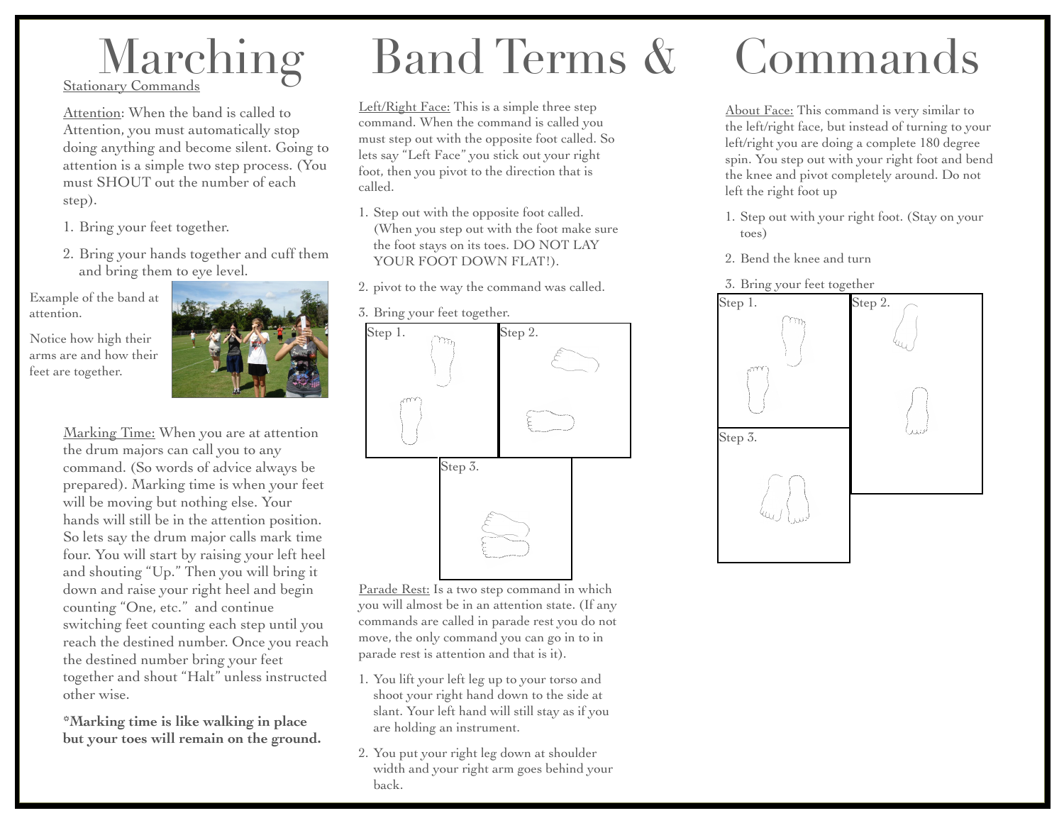# Marching Band Terms & Commands

## Stationary Commands

Attention: When the band is called to Attention, you must automatically stop doing anything and become silent. Going to attention is a simple two step process. (You must SHOUT out the number of each step).

1. Bring your feet together.
2. Bring your hands together and cuff them and bring them to eye level.

Example of the band at attention.

Notice how high their arms are and how their feet are together.

Marking Time: When you are at attention the drum majors can call you to any command. (So words of advice always be prepared). Marking time is when your feet will be moving but nothing else. Your hands will still be in the attention position. So lets say the drum major calls mark time four. You will start by raising your left heel and shouting "Up." Then you will bring it down and raise your right heel and begin counting "One, etc." and continue switching feet counting each step until you reach the destined number. Once you reach the destined number bring your feet together and shout "Halt" unless instructed other wise.

**\*Marking time is like walking in place but your toes will remain on the ground.**

Left/Right Face: This is a simple three step command. When the command is called you must step out with the opposite foot called. So lets say "Left Face" you stick out your right foot, then you pivot to the direction that is called.

1. Step out with the opposite foot called. (When you step out with the foot make sure the foot stays on its toes. DO NOT LAY YOUR FOOT DOWN FLAT!).
2. pivot to the way the command was called.
3. Bring your feet together.

Step 1.

Step 2.

Step 3.

Parade Rest: Is a two step command in which you will almost be in an attention state. (If any commands are called in parade rest you do not move, the only command you can go in to in parade rest is attention and that is it).

1. You lift your left leg up to your torso and shoot your right hand down to the side at slant. Your left hand will still stay as if you are holding an instrument.
2. You put your right leg down at shoulder width and your right arm goes behind your back.

About Face: This command is very similar to the left/right face, but instead of turning to your left/right you are doing a complete 180 degree spin. You step out with your right foot and bend the knee and pivot completely around. Do not left the right foot up

1. Step out with your right foot. (Stay on your toes)
2. Bend the knee and turn
3. Bring your feet together

Step 1.

Step 2.

Step 3.